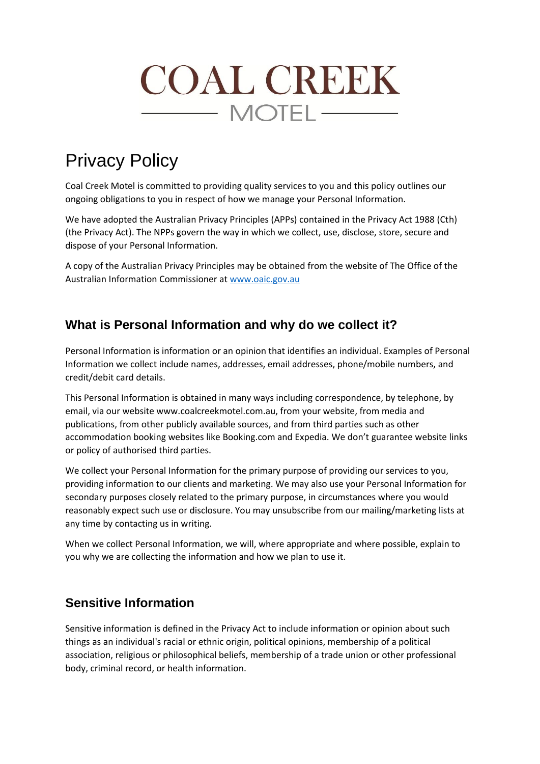# COAL CREEK

MOTEL

# Privacy Policy

Coal Creek Motel is committed to providing quality services to you and this policy outlines our ongoing obligations to you in respect of how we manage your Personal Information.

We have adopted the Australian Privacy Principles (APPs) contained in the Privacy Act 1988 (Cth) (the Privacy Act). The NPPs govern the way in which we collect, use, disclose, store, secure and dispose of your Personal Information.

A copy of the Australian Privacy Principles may be obtained from the website of The Office of the Australian Information Commissioner at www.oaic.gov.au

## What is Personal Information and why do we collect it?

Personal Information is information or an opinion that identifies an individual. Examples of Personal Information we collect include names, addresses, email addresses, phone/mobile numbers, and credit/debit card details.

This Personal Information is obtained in many ways including correspondence, by telephone, by email, via our website www.coalcreekmotel.com.au, from your website, from media and publications, from other publicly available sources, and from third parties such as other accommodation booking websites like Booking.com and Expedia. We don't guarantee website links or policy of authorised third parties.

We collect your Personal Information for the primary purpose of providing our services to you, providing information to our clients and marketing. We may also use your Personal Information for secondary purposes closely related to the primary purpose, in circumstances where you would reasonably expect such use or disclosure. You may unsubscribe from our mailing/marketing lists at any time by contacting us in writing.

When we collect Personal Information, we will, where appropriate and where possible, explain to you why we are collecting the information and how we plan to use it.

## Sensitive Information

Sensitive information is defined in the Privacy Act to include information or opinion about such things as an individual's racial or ethnic origin, political opinions, membership of a political association, religious or philosophical beliefs, membership of a trade union or other professional body, criminal record, or health information.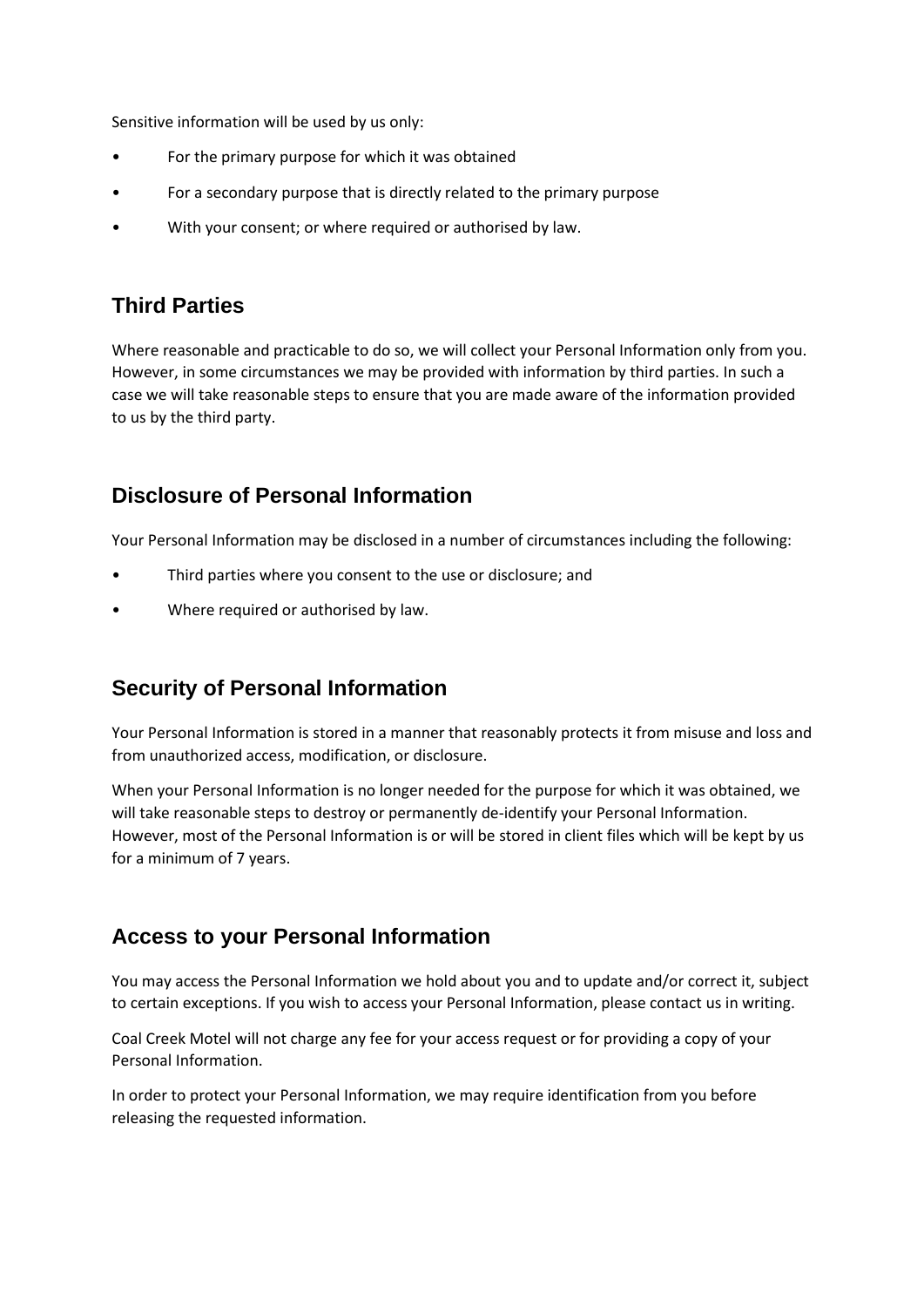Sensitive information will be used by us only:

- For the primary purpose for which it was obtained
- For a secondary purpose that is directly related to the primary purpose
- With your consent; or where required or authorised by law.

## Third Parties

Where reasonable and practicable to do so, we will collect your Personal Information only from you. However, in some circumstances we may be provided with information by third parties. In such a case we will take reasonable steps to ensure that you are made aware of the information provided to us by the third party.

## Disclosure of Personal Information

Your Personal Information may be disclosed in a number of circumstances including the following:

- Third parties where you consent to the use or disclosure; and
- Where required or authorised by law.

## Security of Personal Information

Your Personal Information is stored in a manner that reasonably protects it from misuse and loss and from unauthorized access, modification, or disclosure.

When your Personal Information is no longer needed for the purpose for which it was obtained, we will take reasonable steps to destroy or permanently de-identify your Personal Information. However, most of the Personal Information is or will be stored in client files which will be kept by us for a minimum of 7 years.

## Access to your Personal Information

You may access the Personal Information we hold about you and to update and/or correct it, subject to certain exceptions. If you wish to access your Personal Information, please contact us in writing.

Coal Creek Motel will not charge any fee for your access request or for providing a copy of your Personal Information.

In order to protect your Personal Information, we may require identification from you before releasing the requested information.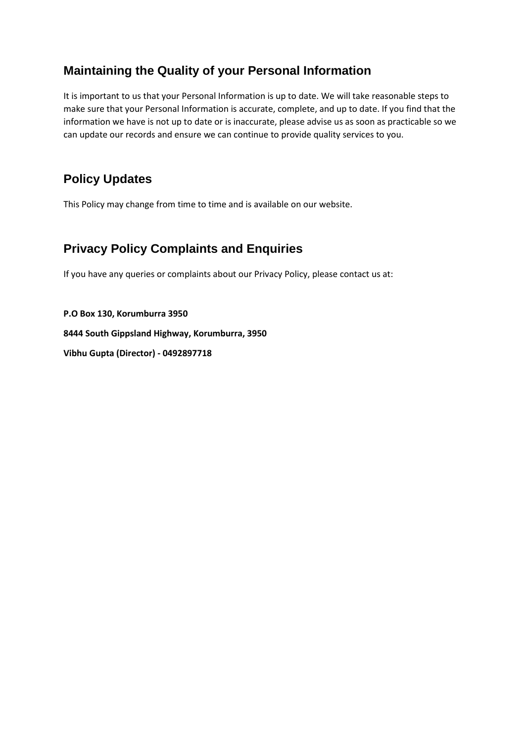## Maintaining the Quality of your Personal Information

It is important to us that your Personal Information is up to date. We will take reasonable steps to make sure that your Personal Information is accurate, complete, and up to date. If you find that the information we have is not up to date or is inaccurate, please advise us as soon as practicable so we can update our records and ensure we can continue to provide quality services to you.

## Policy Updates

This Policy may change from time to time and is available on our website.

## Privacy Policy Complaints and Enquiries

If you have any queries or complaints about our Privacy Policy, please contact us at:

**P.O Box 130, Korumburra 3950**

**8444 South Gippsland Highway, Korumburra, 3950**

**Vibhu Gupta (Director) - 0492897718**